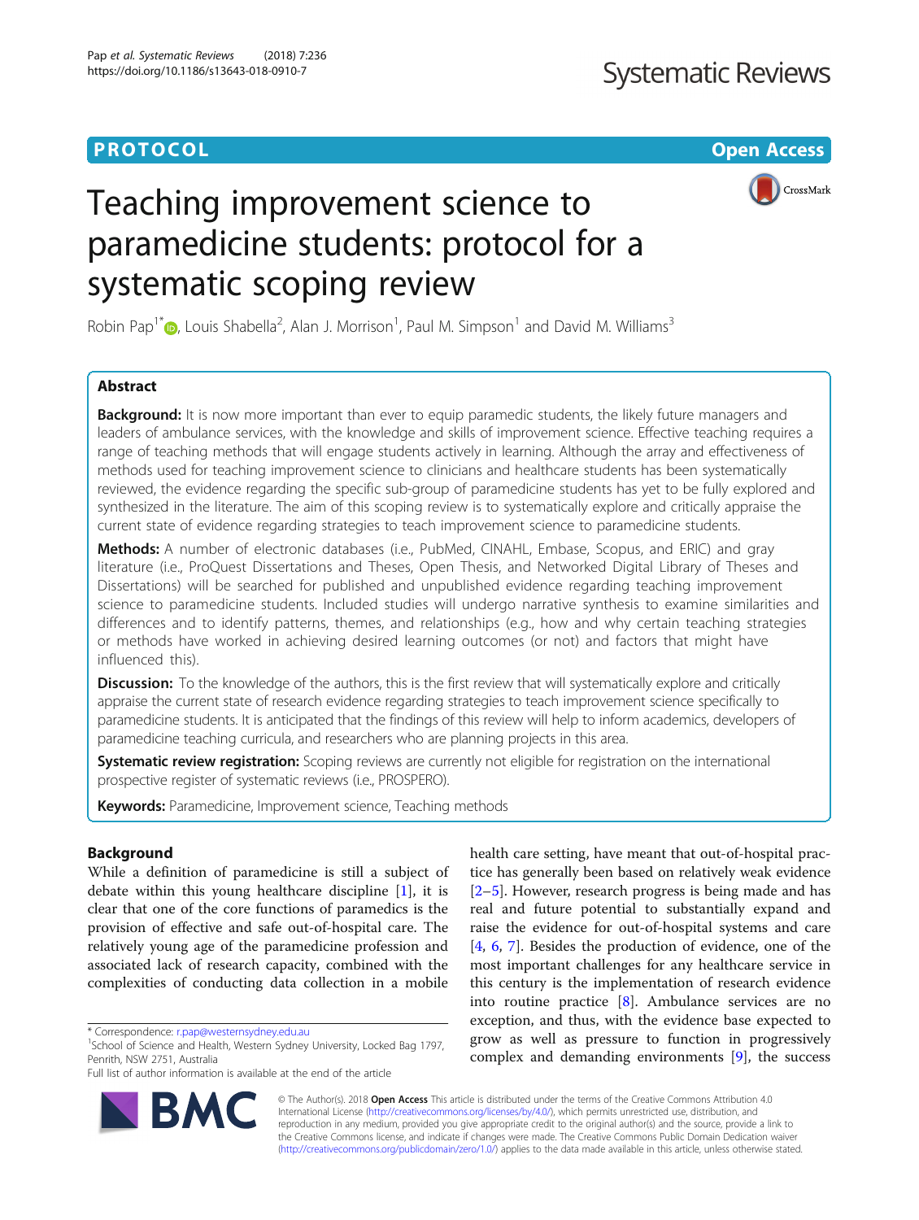PROTOCOL

Open Access

# Teaching improvement science to paramedicine students: protocol for a systematic scoping review

Robin Pap[1*], Louis Shabella[2], Alan J. Morrison[1], Paul M. Simpson[1] and David M. Williams[3]

## Abstract

**Background:** It is now more important than ever to equip paramedic students, the likely future managers and leaders of ambulance services, with the knowledge and skills of improvement science. Effective teaching requires a range of teaching methods that will engage students actively in learning. Although the array and effectiveness of methods used for teaching improvement science to clinicians and healthcare students has been systematically reviewed, the evidence regarding the specific sub-group of paramedicine students has yet to be fully explored and synthesized in the literature. The aim of this scoping review is to systematically explore and critically appraise the current state of evidence regarding strategies to teach improvement science to paramedicine students.

**Methods:** A number of electronic databases (i.e., PubMed, CINAHL, Embase, Scopus, and ERIC) and gray literature (i.e., ProQuest Dissertations and Theses, Open Thesis, and Networked Digital Library of Theses and Dissertations) will be searched for published and unpublished evidence regarding teaching improvement science to paramedicine students. Included studies will undergo narrative synthesis to examine similarities and differences and to identify patterns, themes, and relationships (e.g., how and why certain teaching strategies or methods have worked in achieving desired learning outcomes (or not) and factors that might have influenced this).

**Discussion:** To the knowledge of the authors, this is the first review that will systematically explore and critically appraise the current state of research evidence regarding strategies to teach improvement science specifically to paramedicine students. It is anticipated that the findings of this review will help to inform academics, developers of paramedicine teaching curricula, and researchers who are planning projects in this area.

**Systematic review registration:** Scoping reviews are currently not eligible for registration on the international prospective register of systematic reviews (i.e., PROSPERO).

**Keywords:** Paramedicine, Improvement science, Teaching methods

## Background

While a definition of paramedicine is still a subject of debate within this young healthcare discipline [1], it is clear that one of the core functions of paramedics is the provision of effective and safe out-of-hospital care. The relatively young age of the paramedicine profession and associated lack of research capacity, combined with the complexities of conducting data collection in a mobile health care setting, have meant that out-of-hospital practice has generally been based on relatively weak evidence [2–5]. However, research progress is being made and has real and future potential to substantially expand and raise the evidence for out-of-hospital systems and care [4, 6, 7]. Besides the production of evidence, one of the most important challenges for any healthcare service in this century is the implementation of research evidence into routine practice [8]. Ambulance services are no exception, and thus, with the evidence base expected to grow as well as pressure to function in progressively complex and demanding environments [9], the success

\* Correspondence: r.pap@westernsydney.edu.au

[1]School of Science and Health, Western Sydney University, Locked Bag 1797, Penrith, NSW 2751, Australia

Full list of author information is available at the end of the article

© The Author(s). 2018 **Open Access** This article is distributed under the terms of the Creative Commons Attribution 4.0 International License (http://creativecommons.org/licenses/by/4.0/), which permits unrestricted use, distribution, and reproduction in any medium, provided you give appropriate credit to the original author(s) and the source, provide a link to the Creative Commons license, and indicate if changes were made. The Creative Commons Public Domain Dedication waiver (http://creativecommons.org/publicdomain/zero/1.0/) applies to the data made available in this article, unless otherwise stated.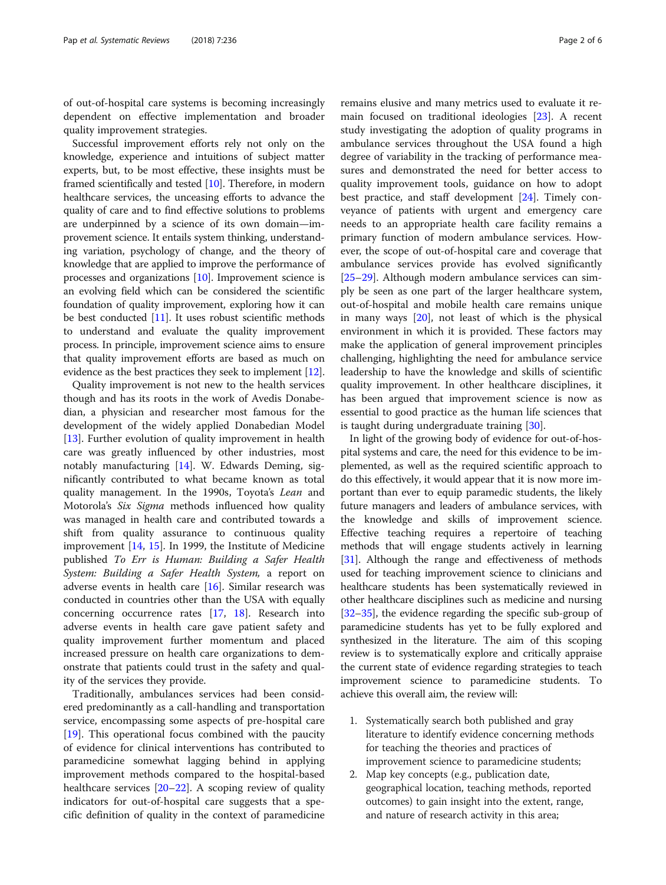of out-of-hospital care systems is becoming increasingly dependent on effective implementation and broader quality improvement strategies.

Successful improvement efforts rely not only on the knowledge, experience and intuitions of subject matter experts, but, to be most effective, these insights must be framed scientifically and tested [10]. Therefore, in modern healthcare services, the unceasing efforts to advance the quality of care and to find effective solutions to problems are underpinned by a science of its own domain—improvement science. It entails system thinking, understanding variation, psychology of change, and the theory of knowledge that are applied to improve the performance of processes and organizations [10]. Improvement science is an evolving field which can be considered the scientific foundation of quality improvement, exploring how it can be best conducted [11]. It uses robust scientific methods to understand and evaluate the quality improvement process. In principle, improvement science aims to ensure that quality improvement efforts are based as much on evidence as the best practices they seek to implement [12].

Quality improvement is not new to the health services though and has its roots in the work of Avedis Donabedian, a physician and researcher most famous for the development of the widely applied Donabedian Model [13]. Further evolution of quality improvement in health care was greatly influenced by other industries, most notably manufacturing [14]. W. Edwards Deming, significantly contributed to what became known as total quality management. In the 1990s, Toyota's *Lean* and Motorola's *Six Sigma* methods influenced how quality was managed in health care and contributed towards a shift from quality assurance to continuous quality improvement [14, 15]. In 1999, the Institute of Medicine published *To Err is Human: Building a Safer Health System: Building a Safer Health System,* a report on adverse events in health care [16]. Similar research was conducted in countries other than the USA with equally concerning occurrence rates [17, 18]. Research into adverse events in health care gave patient safety and quality improvement further momentum and placed increased pressure on health care organizations to demonstrate that patients could trust in the safety and quality of the services they provide.

Traditionally, ambulances services had been considered predominantly as a call-handling and transportation service, encompassing some aspects of pre-hospital care [19]. This operational focus combined with the paucity of evidence for clinical interventions has contributed to paramedicine somewhat lagging behind in applying improvement methods compared to the hospital-based healthcare services [20–22]. A scoping review of quality indicators for out-of-hospital care suggests that a specific definition of quality in the context of paramedicine remains elusive and many metrics used to evaluate it remain focused on traditional ideologies [23]. A recent study investigating the adoption of quality programs in ambulance services throughout the USA found a high degree of variability in the tracking of performance measures and demonstrated the need for better access to quality improvement tools, guidance on how to adopt best practice, and staff development [24]. Timely conveyance of patients with urgent and emergency care needs to an appropriate health care facility remains a primary function of modern ambulance services. However, the scope of out-of-hospital care and coverage that ambulance services provide has evolved significantly [25–29]. Although modern ambulance services can simply be seen as one part of the larger healthcare system, out-of-hospital and mobile health care remains unique in many ways [20], not least of which is the physical environment in which it is provided. These factors may make the application of general improvement principles challenging, highlighting the need for ambulance service leadership to have the knowledge and skills of scientific quality improvement. In other healthcare disciplines, it has been argued that improvement science is now as essential to good practice as the human life sciences that is taught during undergraduate training [30].

In light of the growing body of evidence for out-of-hospital systems and care, the need for this evidence to be implemented, as well as the required scientific approach to do this effectively, it would appear that it is now more important than ever to equip paramedic students, the likely future managers and leaders of ambulance services, with the knowledge and skills of improvement science. Effective teaching requires a repertoire of teaching methods that will engage students actively in learning [31]. Although the range and effectiveness of methods used for teaching improvement science to clinicians and healthcare students has been systematically reviewed in other healthcare disciplines such as medicine and nursing [32–35], the evidence regarding the specific sub-group of paramedicine students has yet to be fully explored and synthesized in the literature. The aim of this scoping review is to systematically explore and critically appraise the current state of evidence regarding strategies to teach improvement science to paramedicine students. To achieve this overall aim, the review will:

1. Systematically search both published and gray literature to identify evidence concerning methods for teaching the theories and practices of improvement science to paramedicine students;
2. Map key concepts (e.g., publication date, geographical location, teaching methods, reported outcomes) to gain insight into the extent, range, and nature of research activity in this area;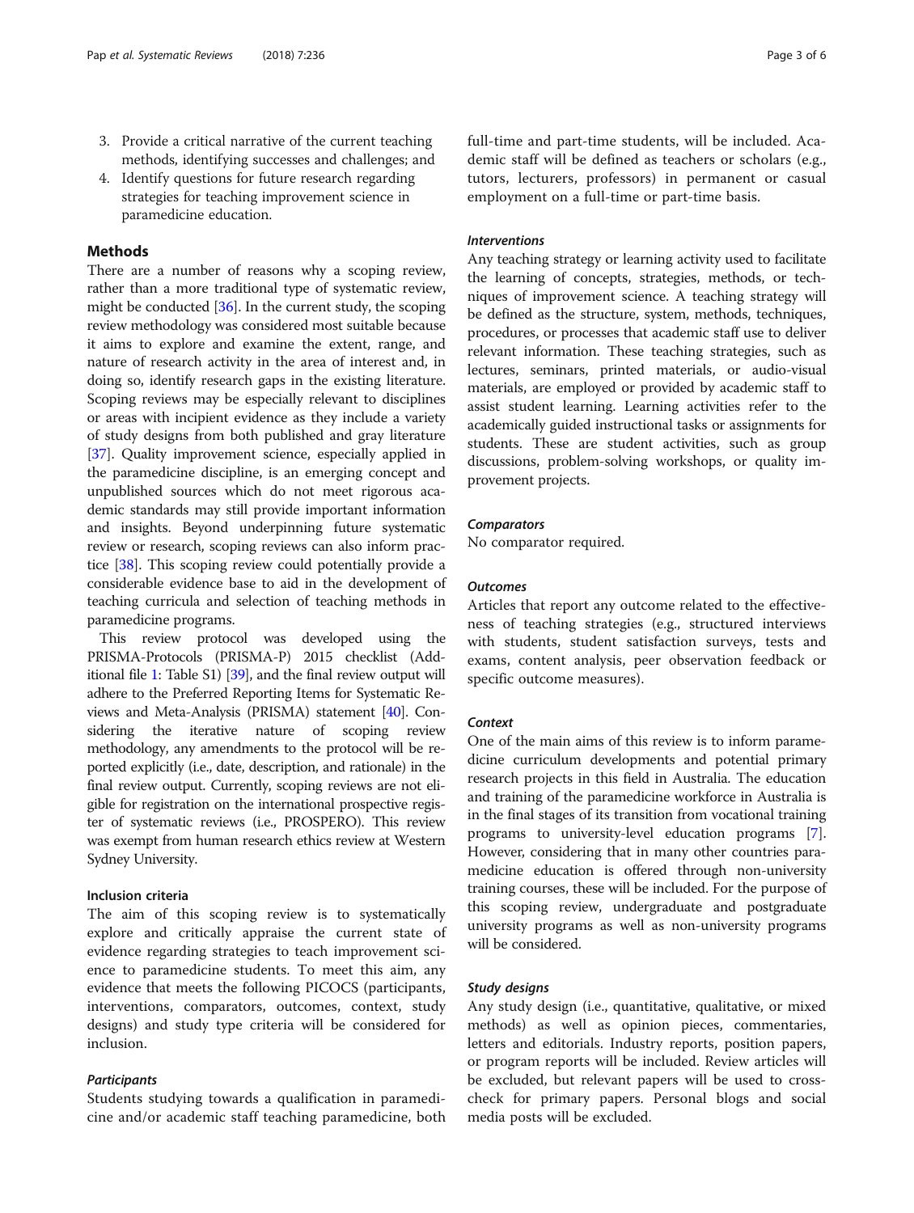3. Provide a critical narrative of the current teaching methods, identifying successes and challenges; and
4. Identify questions for future research regarding strategies for teaching improvement science in paramedicine education.

## Methods

There are a number of reasons why a scoping review, rather than a more traditional type of systematic review, might be conducted [36]. In the current study, the scoping review methodology was considered most suitable because it aims to explore and examine the extent, range, and nature of research activity in the area of interest and, in doing so, identify research gaps in the existing literature. Scoping reviews may be especially relevant to disciplines or areas with incipient evidence as they include a variety of study designs from both published and gray literature [37]. Quality improvement science, especially applied in the paramedicine discipline, is an emerging concept and unpublished sources which do not meet rigorous academic standards may still provide important information and insights. Beyond underpinning future systematic review or research, scoping reviews can also inform practice [38]. This scoping review could potentially provide a considerable evidence base to aid in the development of teaching curricula and selection of teaching methods in paramedicine programs.

This review protocol was developed using the PRISMA-Protocols (PRISMA-P) 2015 checklist (Additional file 1: Table S1) [39], and the final review output will adhere to the Preferred Reporting Items for Systematic Reviews and Meta-Analysis (PRISMA) statement [40]. Considering the iterative nature of scoping review methodology, any amendments to the protocol will be reported explicitly (i.e., date, description, and rationale) in the final review output. Currently, scoping reviews are not eligible for registration on the international prospective register of systematic reviews (i.e., PROSPERO). This review was exempt from human research ethics review at Western Sydney University.

### Inclusion criteria

The aim of this scoping review is to systematically explore and critically appraise the current state of evidence regarding strategies to teach improvement science to paramedicine students. To meet this aim, any evidence that meets the following PICOCS (participants, interventions, comparators, outcomes, context, study designs) and study type criteria will be considered for inclusion.

#### *Participants*

Students studying towards a qualification in paramedicine and/or academic staff teaching paramedicine, both full-time and part-time students, will be included. Academic staff will be defined as teachers or scholars (e.g., tutors, lecturers, professors) in permanent or casual employment on a full-time or part-time basis.

#### *Interventions*

Any teaching strategy or learning activity used to facilitate the learning of concepts, strategies, methods, or techniques of improvement science. A teaching strategy will be defined as the structure, system, methods, techniques, procedures, or processes that academic staff use to deliver relevant information. These teaching strategies, such as lectures, seminars, printed materials, or audio-visual materials, are employed or provided by academic staff to assist student learning. Learning activities refer to the academically guided instructional tasks or assignments for students. These are student activities, such as group discussions, problem-solving workshops, or quality improvement projects.

#### *Comparators*

No comparator required.

#### *Outcomes*

Articles that report any outcome related to the effectiveness of teaching strategies (e.g., structured interviews with students, student satisfaction surveys, tests and exams, content analysis, peer observation feedback or specific outcome measures).

#### *Context*

One of the main aims of this review is to inform paramedicine curriculum developments and potential primary research projects in this field in Australia. The education and training of the paramedicine workforce in Australia is in the final stages of its transition from vocational training programs to university-level education programs [7]. However, considering that in many other countries paramedicine education is offered through non-university training courses, these will be included. For the purpose of this scoping review, undergraduate and postgraduate university programs as well as non-university programs will be considered.

#### *Study designs*

Any study design (i.e., quantitative, qualitative, or mixed methods) as well as opinion pieces, commentaries, letters and editorials. Industry reports, position papers, or program reports will be included. Review articles will be excluded, but relevant papers will be used to cross-check for primary papers. Personal blogs and social media posts will be excluded.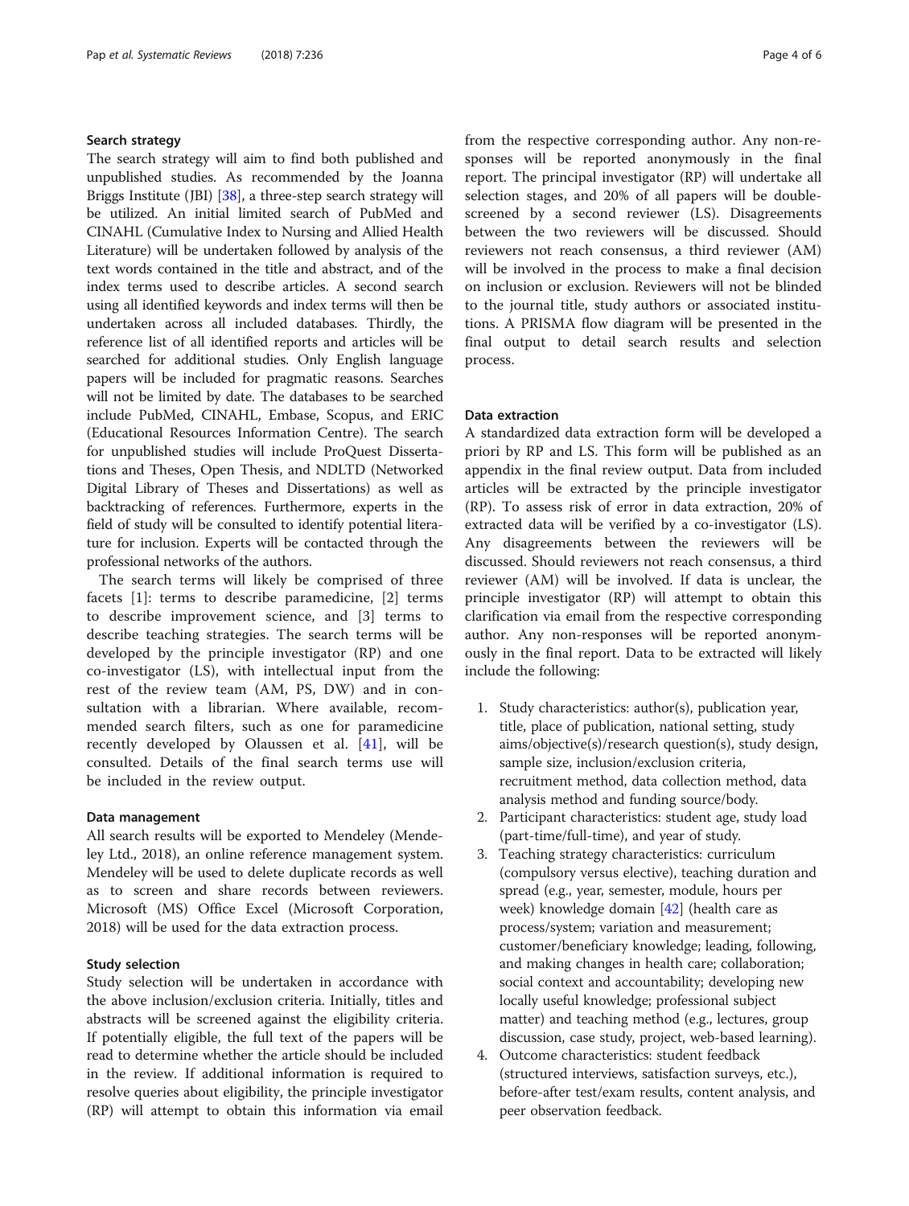### Search strategy

The search strategy will aim to find both published and unpublished studies. As recommended by the Joanna Briggs Institute (JBI) [38], a three-step search strategy will be utilized. An initial limited search of PubMed and CINAHL (Cumulative Index to Nursing and Allied Health Literature) will be undertaken followed by analysis of the text words contained in the title and abstract, and of the index terms used to describe articles. A second search using all identified keywords and index terms will then be undertaken across all included databases. Thirdly, the reference list of all identified reports and articles will be searched for additional studies. Only English language papers will be included for pragmatic reasons. Searches will not be limited by date. The databases to be searched include PubMed, CINAHL, Embase, Scopus, and ERIC (Educational Resources Information Centre). The search for unpublished studies will include ProQuest Dissertations and Theses, Open Thesis, and NDLTD (Networked Digital Library of Theses and Dissertations) as well as backtracking of references. Furthermore, experts in the field of study will be consulted to identify potential literature for inclusion. Experts will be contacted through the professional networks of the authors.

The search terms will likely be comprised of three facets [1]: terms to describe paramedicine, [2] terms to describe improvement science, and [3] terms to describe teaching strategies. The search terms will be developed by the principle investigator (RP) and one co-investigator (LS), with intellectual input from the rest of the review team (AM, PS, DW) and in consultation with a librarian. Where available, recommended search filters, such as one for paramedicine recently developed by Olaussen et al. [41], will be consulted. Details of the final search terms use will be included in the review output.

### Data management

All search results will be exported to Mendeley (Mendeley Ltd., 2018), an online reference management system. Mendeley will be used to delete duplicate records as well as to screen and share records between reviewers. Microsoft (MS) Office Excel (Microsoft Corporation, 2018) will be used for the data extraction process.

### Study selection

Study selection will be undertaken in accordance with the above inclusion/exclusion criteria. Initially, titles and abstracts will be screened against the eligibility criteria. If potentially eligible, the full text of the papers will be read to determine whether the article should be included in the review. If additional information is required to resolve queries about eligibility, the principle investigator (RP) will attempt to obtain this information via email from the respective corresponding author. Any non-responses will be reported anonymously in the final report. The principal investigator (RP) will undertake all selection stages, and 20% of all papers will be double-screened by a second reviewer (LS). Disagreements between the two reviewers will be discussed. Should reviewers not reach consensus, a third reviewer (AM) will be involved in the process to make a final decision on inclusion or exclusion. Reviewers will not be blinded to the journal title, study authors or associated institutions. A PRISMA flow diagram will be presented in the final output to detail search results and selection process.

### Data extraction

A standardized data extraction form will be developed a priori by RP and LS. This form will be published as an appendix in the final review output. Data from included articles will be extracted by the principle investigator (RP). To assess risk of error in data extraction, 20% of extracted data will be verified by a co-investigator (LS). Any disagreements between the reviewers will be discussed. Should reviewers not reach consensus, a third reviewer (AM) will be involved. If data is unclear, the principle investigator (RP) will attempt to obtain this clarification via email from the respective corresponding author. Any non-responses will be reported anonymously in the final report. Data to be extracted will likely include the following:

1. Study characteristics: author(s), publication year, title, place of publication, national setting, study aims/objective(s)/research question(s), study design, sample size, inclusion/exclusion criteria, recruitment method, data collection method, data analysis method and funding source/body.
2. Participant characteristics: student age, study load (part-time/full-time), and year of study.
3. Teaching strategy characteristics: curriculum (compulsory versus elective), teaching duration and spread (e.g., year, semester, module, hours per week) knowledge domain [42] (health care as process/system; variation and measurement; customer/beneficiary knowledge; leading, following, and making changes in health care; collaboration; social context and accountability; developing new locally useful knowledge; professional subject matter) and teaching method (e.g., lectures, group discussion, case study, project, web-based learning).
4. Outcome characteristics: student feedback (structured interviews, satisfaction surveys, etc.), before-after test/exam results, content analysis, and peer observation feedback.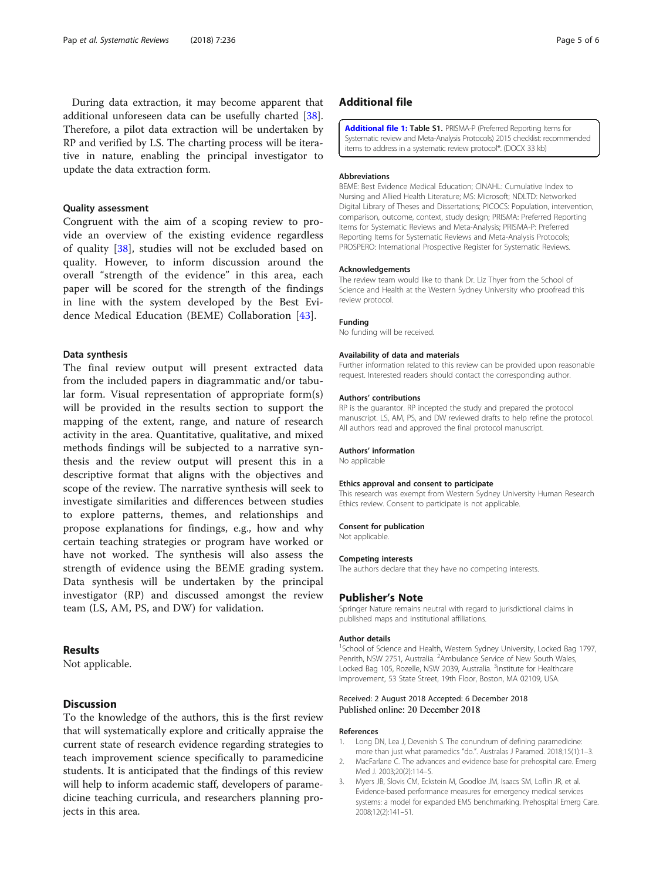During data extraction, it may become apparent that additional unforeseen data can be usefully charted [38]. Therefore, a pilot data extraction will be undertaken by RP and verified by LS. The charting process will be iterative in nature, enabling the principal investigator to update the data extraction form.

### Quality assessment

Congruent with the aim of a scoping review to provide an overview of the existing evidence regardless of quality [38], studies will not be excluded based on quality. However, to inform discussion around the overall "strength of the evidence" in this area, each paper will be scored for the strength of the findings in line with the system developed by the Best Evidence Medical Education (BEME) Collaboration [43].

### Data synthesis

The final review output will present extracted data from the included papers in diagrammatic and/or tabular form. Visual representation of appropriate form(s) will be provided in the results section to support the mapping of the extent, range, and nature of research activity in the area. Quantitative, qualitative, and mixed methods findings will be subjected to a narrative synthesis and the review output will present this in a descriptive format that aligns with the objectives and scope of the review. The narrative synthesis will seek to investigate similarities and differences between studies to explore patterns, themes, and relationships and propose explanations for findings, e.g., how and why certain teaching strategies or program have worked or have not worked. The synthesis will also assess the strength of evidence using the BEME grading system. Data synthesis will be undertaken by the principal investigator (RP) and discussed amongst the review team (LS, AM, PS, and DW) for validation.

## Results

Not applicable.

## Discussion

To the knowledge of the authors, this is the first review that will systematically explore and critically appraise the current state of research evidence regarding strategies to teach improvement science specifically to paramedicine students. It is anticipated that the findings of this review will help to inform academic staff, developers of paramedicine teaching curricula, and researchers planning projects in this area.

## Additional file

**Additional file 1: Table S1.** PRISMA-P (Preferred Reporting Items for Systematic review and Meta-Analysis Protocols) 2015 checklist: recommended items to address in a systematic review protocol*. (DOCX 33 kb)

#### Abbreviations

BEME: Best Evidence Medical Education; CINAHL: Cumulative Index to Nursing and Allied Health Literature; MS: Microsoft; NDLTD: Networked Digital Library of Theses and Dissertations; PICOCS: Population, intervention, comparison, outcome, context, study design; PRISMA: Preferred Reporting Items for Systematic Reviews and Meta-Analysis; PRISMA-P: Preferred Reporting Items for Systematic Reviews and Meta-Analysis Protocols; PROSPERO: International Prospective Register for Systematic Reviews.

#### Acknowledgements

The review team would like to thank Dr. Liz Thyer from the School of Science and Health at the Western Sydney University who proofread this review protocol.

#### Funding

No funding will be received.

#### Availability of data and materials

Further information related to this review can be provided upon reasonable request. Interested readers should contact the corresponding author.

#### Authors' contributions

RP is the guarantor. RP incepted the study and prepared the protocol manuscript. LS, AM, PS, and DW reviewed drafts to help refine the protocol. All authors read and approved the final protocol manuscript.

#### Authors' information

No applicable

#### Ethics approval and consent to participate

This research was exempt from Western Sydney University Human Research Ethics review. Consent to participate is not applicable.

#### Consent for publication

Not applicable.

#### Competing interests

The authors declare that they have no competing interests.

## Publisher's Note

Springer Nature remains neutral with regard to jurisdictional claims in published maps and institutional affiliations.

#### Author details

[1]School of Science and Health, Western Sydney University, Locked Bag 1797, Penrith, NSW 2751, Australia. [2]Ambulance Service of New South Wales, Locked Bag 105, Rozelle, NSW 2039, Australia. [3]Institute for Healthcare Improvement, 53 State Street, 19th Floor, Boston, MA 02109, USA.

Received: 2 August 2018 Accepted: 6 December 2018
Published online: 20 December 2018

#### References

1. Long DN, Lea J, Devenish S. The conundrum of defining paramedicine: more than just what paramedics "do.". Australas J Paramed. 2018;15(1):1–3.
2. MacFarlane C. The advances and evidence base for prehospital care. Emerg Med J. 2003;20(2):114–5.
3. Myers JB, Slovis CM, Eckstein M, Goodloe JM, Isaacs SM, Loflin JR, et al. Evidence-based performance measures for emergency medical services systems: a model for expanded EMS benchmarking. Prehospital Emerg Care. 2008;12(2):141–51.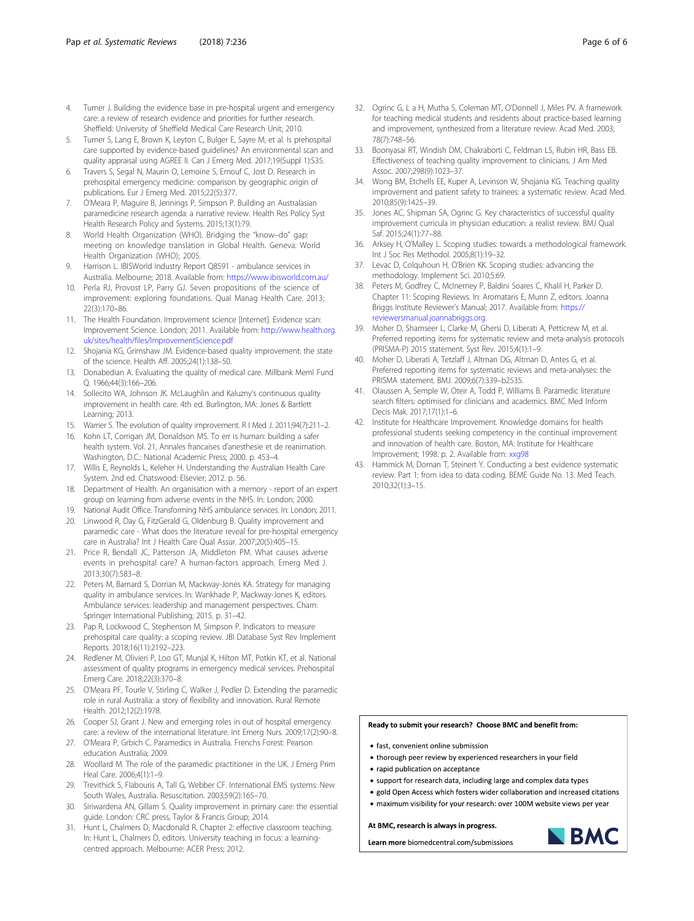4. Turner J. Building the evidence base in pre-hospital urgent and emergency care: a review of research evidence and priorities for further research. Sheffield: University of Sheffield Medical Care Research Unit; 2010.
5. Turner S, Lang E, Brown K, Leyton C, Bulger E, Sayre M, et al. Is prehospital care supported by evidence-based guidelines? An environmental scan and quality appraisal using AGREE II. Can J Emerg Med. 2017;19(Suppl 1):S35.
6. Travers S, Segal N, Maurin O, Lemoine S, Ernouf C, Jost D. Research in prehospital emergency medicine: comparison by geographic origin of publications. Eur J Emerg Med. 2015;22(5):377.
7. O'Meara P, Maguire B, Jennings P, Simpson P. Building an Australasian paramedicine research agenda: a narrative review. Health Res Policy Syst Health Research Policy and Systems. 2015;13(1):79.
8. World Health Organization (WHO). Bridging the "know–do" gap: meeting on knowledge translation in Global Health. Geneva: World Health Organization (WHO); 2005.
9. Harrison L. IBISWorld Industry Report Q8591 - ambulance services in Australia. Melbourne; 2018. Available from: https://www.ibisworld.com.au/
10. Perla RJ, Provost LP, Parry GJ. Seven propositions of the science of improvement: exploring foundations. Qual Manag Health Care. 2013; 22(3):170–86.
11. The Health Foundation. Improvement science [Internet]. Evidence scan: Improvement Science. London; 2011. Available from: http://www.health.org.uk/sites/health/files/ImprovementScience.pdf
12. Shojania KG, Grimshaw JM. Evidence-based quality improvement: the state of the science. Health Aff. 2005;24(1):138–50.
13. Donabedian A. Evaluating the quality of medical care. Millbank Meml Fund Q. 1966;44(3):166–206.
14. Sollecito WA, Johnson JK. McLaughlin and Kaluzny's continuous quality improvement in health care. 4th ed. Burlington, MA: Jones & Bartlett Learning; 2013.
15. Warrier S. The evolution of quality improvement. R I Med J. 2011;94(7):211–2.
16. Kohn LT, Corrigan JM, Donaldson MS. To err is human: building a safer health system. Vol. 21, Annales francaises d'anesthesie et de reanimation. Washington, D.C.: National Academic Press; 2000. p. 453–4.
17. Willis E, Reynolds L, Keleher H. Understanding the Australian Health Care System. 2nd ed. Chatswood: Elsevier; 2012. p. 56.
18. Department of Health. An organisation with a memory - report of an expert group on learning from adverse events in the NHS. In: London; 2000.
19. National Audit Office. Transforming NHS ambulance services. In: London; 2011.
20. Linwood R, Day G, FitzGerald G, Oldenburg B. Quality improvement and paramedic care - What does the literature reveal for pre-hospital emergency care in Australia? Int J Health Care Qual Assur. 2007;20(5):405–15.
21. Price R, Bendall JC, Patterson JA, Middleton PM. What causes adverse events in prehospital care? A human-factors approach. Emerg Med J. 2013;30(7):583–8.
22. Peters M, Barnard S, Dorrian M, Mackway-Jones KA. Strategy for managing quality in ambulance services. In: Wankhade P, Mackway-Jones K, editors. Ambulance services: leadership and management perspectives. Cham: Springer International Publishing; 2015. p. 31–42.
23. Pap R, Lockwood C, Stephenson M, Simpson P. Indicators to measure prehospital care quality: a scoping review. JBI Database Syst Rev Implement Reports. 2018;16(11):2192–223.
24. Redlener M, Olivieri P, Loo GT, Munjal K, Hilton MT, Potkin KT, et al. National assessment of quality programs in emergency medical services. Prehospital Emerg Care. 2018;22(3):370–8.
25. O'Meara PF, Tourle V, Stirling C, Walker J, Pedler D. Extending the paramedic role in rural Australia: a story of flexibility and innovation. Rural Remote Health. 2012;12(2):1978.
26. Cooper SJ, Grant J. New and emerging roles in out of hospital emergency care: a review of the international literature. Int Emerg Nurs. 2009;17(2):90–8.
27. O'Meara P, Grbich C. Paramedics in Australia. Frenchs Forest: Pearson education Australia; 2009.
28. Woollard M. The role of the paramedic practitioner in the UK. J Emerg Prim Heal Care. 2006;4(1):1–9.
29. Trevithick S, Flabouris A, Tall G, Webber CF. International EMS systems: New South Wales, Australia. Resuscitation. 2003;59(2):165–70.
30. Siriwardena AN, Gillam S. Quality improvement in primary care: the essential guide. London: CRC press, Taylor & Francis Group; 2014.
31. Hunt L, Chalmers D, Macdonald R. Chapter 2: effective classroom teaching. In: Hunt L, Chalmers D, editors. University teaching in focus: a learning-centred approach. Melbourne: ACER Press; 2012.
32. Ogrinc G, L a H, Mutha S, Coleman MT, O'Donnell J, Miles PV. A framework for teaching medical students and residents about practice-based learning and improvement, synthesized from a literature review. Acad Med. 2003; 78(7):748–56.
33. Boonyasai RT, Windish DM, Chakraborti C, Feldman LS, Rubin HR, Bass EB. Effectiveness of teaching quality improvement to clinicians. J Am Med Assoc. 2007;298(9):1023–37.
34. Wong BM, Etchells EE, Kuper A, Levinson W, Shojania KG. Teaching quality improvement and patient safety to trainees: a systematic review. Acad Med. 2010;85(9):1425–39.
35. Jones AC, Shipman SA, Ogrinc G. Key characteristics of successful quality improvement curricula in physician education: a realist review. BMJ Qual Saf. 2015;24(1):77–88.
36. Arksey H, O'Malley L. Scoping studies: towards a methodological framework. Int J Soc Res Methodol. 2005;8(1):19–32.
37. Levac D, Colquhoun H, O'Brien KK. Scoping studies: advancing the methodology. Implement Sci. 2010;5:69.
38. Peters M, Godfrey C, McInerney P, Baldini Soares C, Khalil H, Parker D. Chapter 11: Scoping Reviews. In: Aromataris E, Munn Z, editors. Joanna Briggs Institute Reviewer's Manual; 2017. Available from: https://reviewersmanual.joannabriggs.org.
39. Moher D, Shamseer L, Clarke M, Ghersi D, Liberati A, Petticrew M, et al. Preferred reporting items for systematic review and meta-analysis protocols (PRISMA-P) 2015 statement. Syst Rev. 2015;4(1):1–9.
40. Moher D, Liberati A, Tetzlaff J, Altman DG, Altman D, Antes G, et al. Preferred reporting items for systematic reviews and meta-analyses: the PRISMA statement. BMJ. 2009;6(7):339–b2535.
41. Olaussen A, Semple W, Oteir A, Todd P, Williams B. Paramedic literature search filters: optimised for clinicians and academics. BMC Med Inform Decis Mak. 2017;17(1):1–6.
42. Institute for Healthcare Improvement. Knowledge domains for health professional students seeking competency in the continual improvement and innovation of health care. Boston, MA: Institute for Healthcare Improvement; 1998. p. 2. Available from: xxg98
43. Hammick M, Dornan T, Steinert Y. Conducting a best evidence systematic review. Part 1: from idea to data coding. BEME Guide No. 13. Med Teach. 2010;32(1):3–15.

**Ready to submit your research? Choose BMC and benefit from:**

- fast, convenient online submission
- thorough peer review by experienced researchers in your field
- rapid publication on acceptance
- support for research data, including large and complex data types
- gold Open Access which fosters wider collaboration and increased citations
- maximum visibility for your research: over 100M website views per year

**At BMC, research is always in progress.**

**Learn more** biomedcentral.com/submissions

BMC